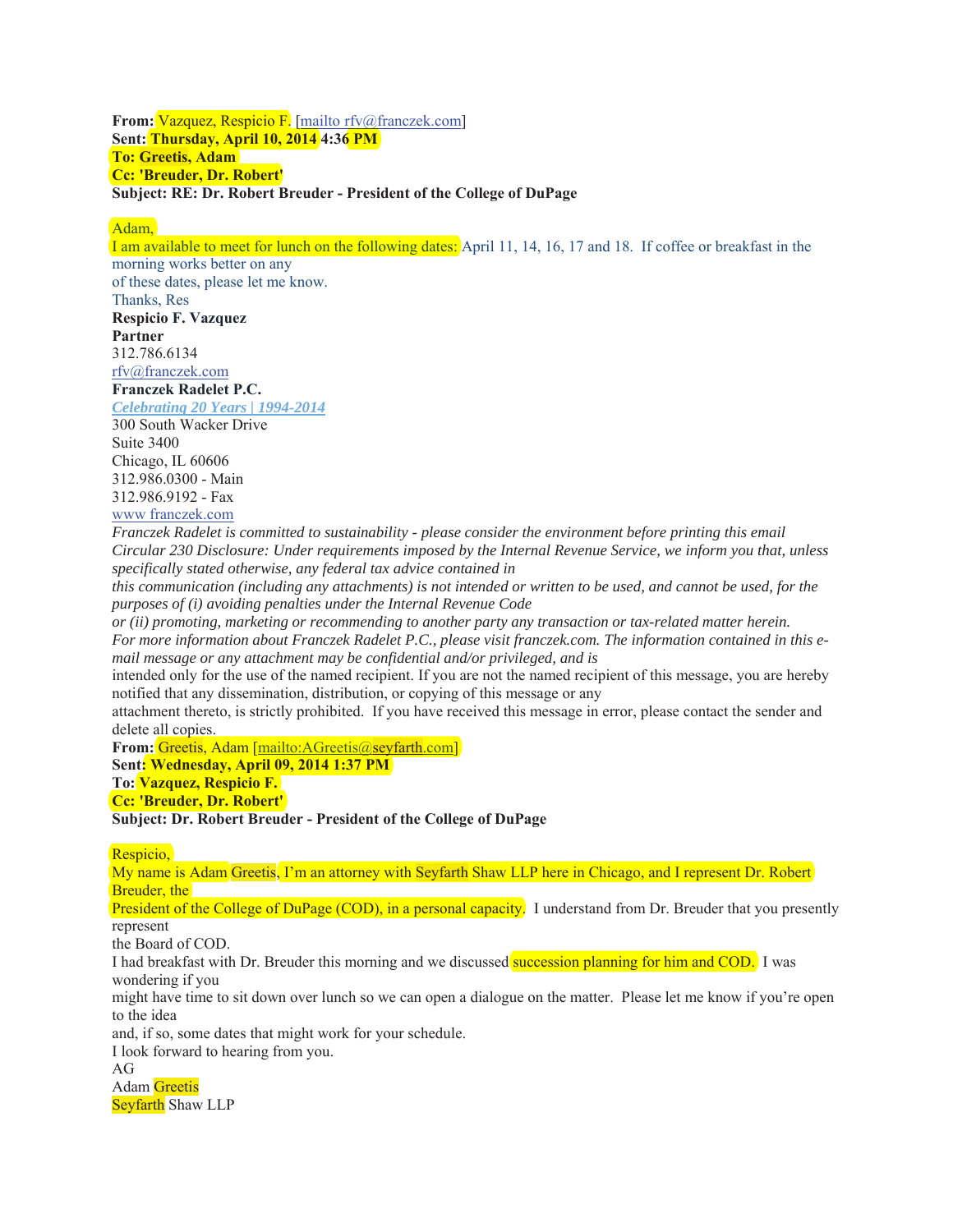**From:** Vazquez, Respicio F. [mailto rfv@franczek.com]
**Sent: Thursday, April 10, 2014 4:36 PM**
**To: Greetis, Adam**
**Cc: 'Breuder, Dr. Robert'**
**Subject: RE: Dr. Robert Breuder - President of the College of DuPage**

Adam,
I am available to meet for lunch on the following dates: April 11, 14, 16, 17 and 18. If coffee or breakfast in the morning works better on any
of these dates, please let me know.
Thanks, Res
**Respicio F. Vazquez**
**Partner**
312.786.6134
rfv@franczek.com
**Franczek Radelet P.C.**
***Celebrating 20 Years | 1994-2014***
300 South Wacker Drive
Suite 3400
Chicago, IL 60606
312.986.0300 - Main
312.986.9192 - Fax
www franczek.com
*Franczek Radelet is committed to sustainability - please consider the environment before printing this email*
*Circular 230 Disclosure: Under requirements imposed by the Internal Revenue Service, we inform you that, unless specifically stated otherwise, any federal tax advice contained in*
*this communication (including any attachments) is not intended or written to be used, and cannot be used, for the purposes of (i) avoiding penalties under the Internal Revenue Code*
*or (ii) promoting, marketing or recommending to another party any transaction or tax-related matter herein.*
*For more information about Franczek Radelet P.C., please visit franczek.com. The information contained in this e-mail message or any attachment may be confidential and/or privileged, and is*
intended only for the use of the named recipient. If you are not the named recipient of this message, you are hereby notified that any dissemination, distribution, or copying of this message or any
attachment thereto, is strictly prohibited. If you have received this message in error, please contact the sender and delete all copies.
**From:** Greetis, Adam [mailto:AGreetis@seyfarth.com]
**Sent: Wednesday, April 09, 2014 1:37 PM**
**To: Vazquez, Respicio F.**
**Cc: 'Breuder, Dr. Robert'**
**Subject: Dr. Robert Breuder - President of the College of DuPage**

Respicio,
My name is Adam Greetis, I'm an attorney with Seyfarth Shaw LLP here in Chicago, and I represent Dr. Robert Breuder, the
President of the College of DuPage (COD), in a personal capacity. I understand from Dr. Breuder that you presently represent
the Board of COD.
I had breakfast with Dr. Breuder this morning and we discussed succession planning for him and COD. I was wondering if you
might have time to sit down over lunch so we can open a dialogue on the matter. Please let me know if you're open to the idea
and, if so, some dates that might work for your schedule.
I look forward to hearing from you.
AG
Adam Greetis
Seyfarth Shaw LLP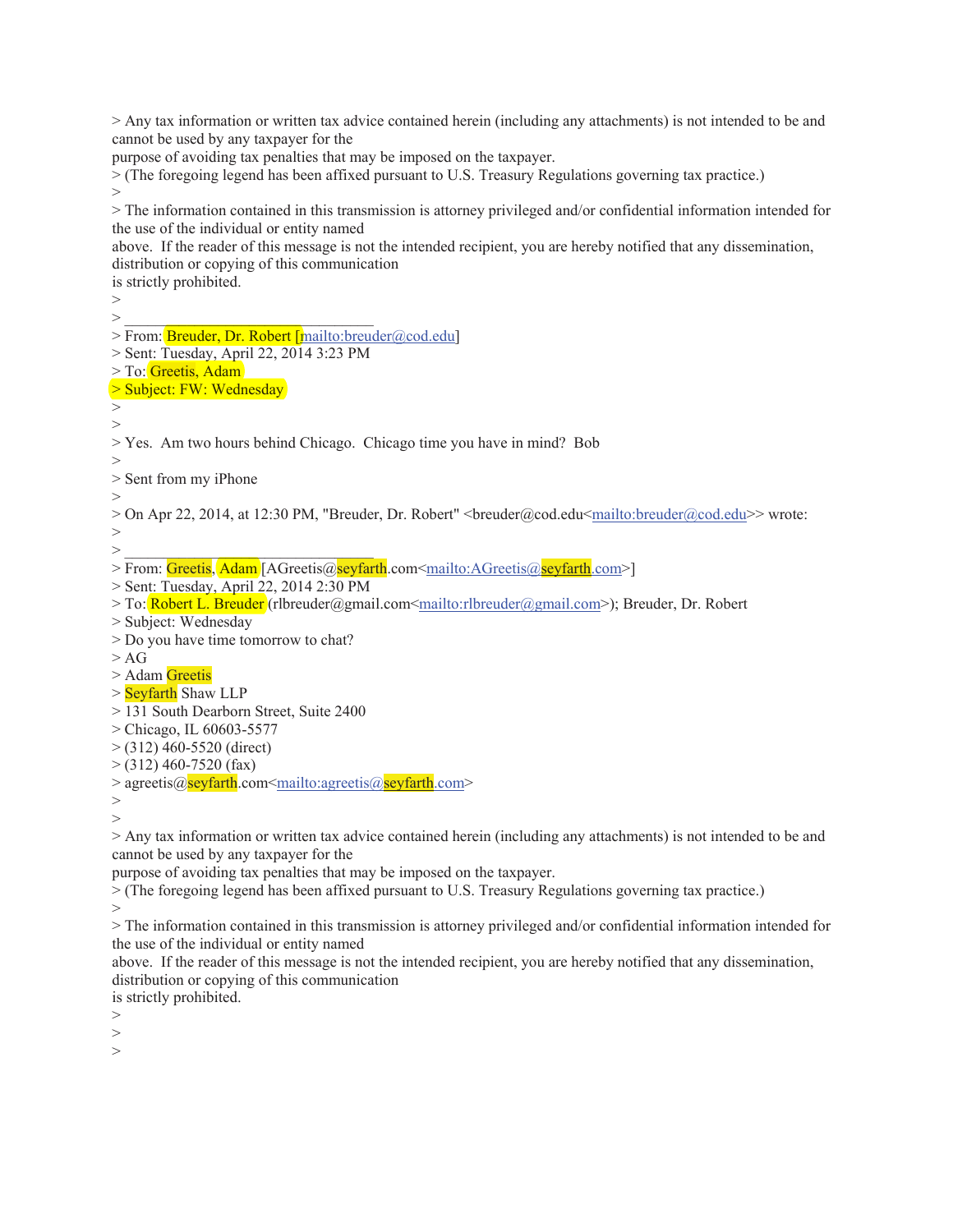> Any tax information or written tax advice contained herein (including any attachments) is not intended to be and cannot be used by any taxpayer for the
purpose of avoiding tax penalties that may be imposed on the taxpayer.
> (The foregoing legend has been affixed pursuant to U.S. Treasury Regulations governing tax practice.)
>
> The information contained in this transmission is attorney privileged and/or confidential information intended for the use of the individual or entity named
above. If the reader of this message is not the intended recipient, you are hereby notified that any dissemination, distribution or copying of this communication
is strictly prohibited.
>
> ________________________________
> From: Breuder, Dr. Robert [mailto:breuder@cod.edu]
> Sent: Tuesday, April 22, 2014 3:23 PM
> To: Greetis, Adam
> Subject: FW: Wednesday
>
>
> Yes. Am two hours behind Chicago. Chicago time you have in mind? Bob
>
> Sent from my iPhone
>
> On Apr 22, 2014, at 12:30 PM, "Breuder, Dr. Robert" <breuder@cod.edu<mailto:breuder@cod.edu>> wrote:
>
> ________________________________
> From: Greetis, Adam [AGreetis@seyfarth.com<mailto:AGreetis@seyfarth.com>]
> Sent: Tuesday, April 22, 2014 2:30 PM
> To: Robert L. Breuder (rlbreuder@gmail.com<mailto:rlbreuder@gmail.com>); Breuder, Dr. Robert
> Subject: Wednesday
> Do you have time tomorrow to chat?
> AG
> Adam Greetis
> Seyfarth Shaw LLP
> 131 South Dearborn Street, Suite 2400
> Chicago, IL 60603-5577
> (312) 460-5520 (direct)
> (312) 460-7520 (fax)
> agreetis@seyfarth.com<mailto:agreetis@seyfarth.com>
>
>
> Any tax information or written tax advice contained herein (including any attachments) is not intended to be and cannot be used by any taxpayer for the
purpose of avoiding tax penalties that may be imposed on the taxpayer.
> (The foregoing legend has been affixed pursuant to U.S. Treasury Regulations governing tax practice.)
>
> The information contained in this transmission is attorney privileged and/or confidential information intended for the use of the individual or entity named
above. If the reader of this message is not the intended recipient, you are hereby notified that any dissemination, distribution or copying of this communication
is strictly prohibited.
>
>
>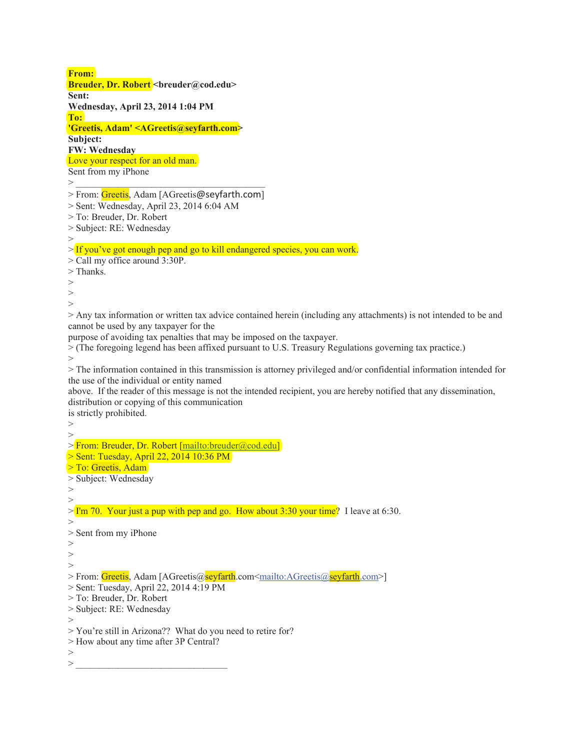**From:**
**Breuder, Dr. Robert <breuder@cod.edu>**
**Sent:**
**Wednesday, April 23, 2014 1:04 PM**
**To:**
**'Greetis, Adam' <AGreetis@seyfarth.com>**
**Subject:**
**FW: Wednesday**

Love your respect for an old man.

Sent from my iPhone

> ________________________________
> From: Greetis, Adam [AGreetis@seyfarth.com]
> Sent: Wednesday, April 23, 2014 6:04 AM
> To: Breuder, Dr. Robert
> Subject: RE: Wednesday
>
> If you've got enough pep and go to kill endangered species, you can work.
> Call my office around 3:30P.
> Thanks.
>
>
>
> Any tax information or written tax advice contained herein (including any attachments) is not intended to be and cannot be used by any taxpayer for the purpose of avoiding tax penalties that may be imposed on the taxpayer.
> (The foregoing legend has been affixed pursuant to U.S. Treasury Regulations governing tax practice.)
>
> The information contained in this transmission is attorney privileged and/or confidential information intended for the use of the individual or entity named above. If the reader of this message is not the intended recipient, you are hereby notified that any dissemination, distribution or copying of this communication is strictly prohibited.
>
>
> From: Breuder, Dr. Robert [mailto:breuder@cod.edu]
> Sent: Tuesday, April 22, 2014 10:36 PM
> To: Greetis, Adam
> Subject: Wednesday
>
>
> I'm 70. Your just a pup with pep and go. How about 3:30 your time? I leave at 6:30.
>
> Sent from my iPhone
>
>
>
> From: Greetis, Adam [AGreetis@seyfarth.com<mailto:AGreetis@seyfarth.com>]
> Sent: Tuesday, April 22, 2014 4:19 PM
> To: Breuder, Dr. Robert
> Subject: RE: Wednesday
>
> You're still in Arizona?? What do you need to retire for?
> How about any time after 3P Central?
>
> ________________________________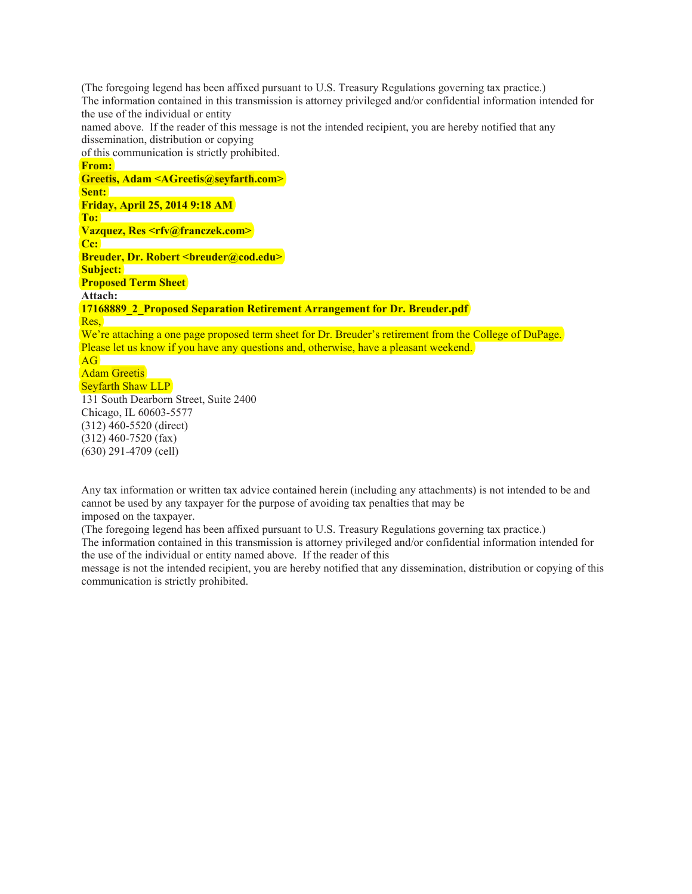(The foregoing legend has been affixed pursuant to U.S. Treasury Regulations governing tax practice.)
The information contained in this transmission is attorney privileged and/or confidential information intended for the use of the individual or entity
named above. If the reader of this message is not the intended recipient, you are hereby notified that any dissemination, distribution or copying
of this communication is strictly prohibited.

**From:**
**Greetis, Adam <AGreetis@seyfarth.com>**
**Sent:**
**Friday, April 25, 2014 9:18 AM**
**To:**
**Vazquez, Res <rfv@franczek.com>**
**Cc:**
**Breuder, Dr. Robert <breuder@cod.edu>**
**Subject:**
**Proposed Term Sheet**
**Attach:**
**17168889_2_Proposed Separation Retirement Arrangement for Dr. Breuder.pdf**

Res,

We're attaching a one page proposed term sheet for Dr. Breuder's retirement from the College of DuPage.
Please let us know if you have any questions and, otherwise, have a pleasant weekend.

AG

Adam Greetis
Seyfarth Shaw LLP
131 South Dearborn Street, Suite 2400
Chicago, IL 60603-5577
(312) 460-5520 (direct)
(312) 460-7520 (fax)
(630) 291-4709 (cell)

Any tax information or written tax advice contained herein (including any attachments) is not intended to be and cannot be used by any taxpayer for the purpose of avoiding tax penalties that may be
imposed on the taxpayer.
(The foregoing legend has been affixed pursuant to U.S. Treasury Regulations governing tax practice.)
The information contained in this transmission is attorney privileged and/or confidential information intended for the use of the individual or entity named above. If the reader of this
message is not the intended recipient, you are hereby notified that any dissemination, distribution or copying of this communication is strictly prohibited.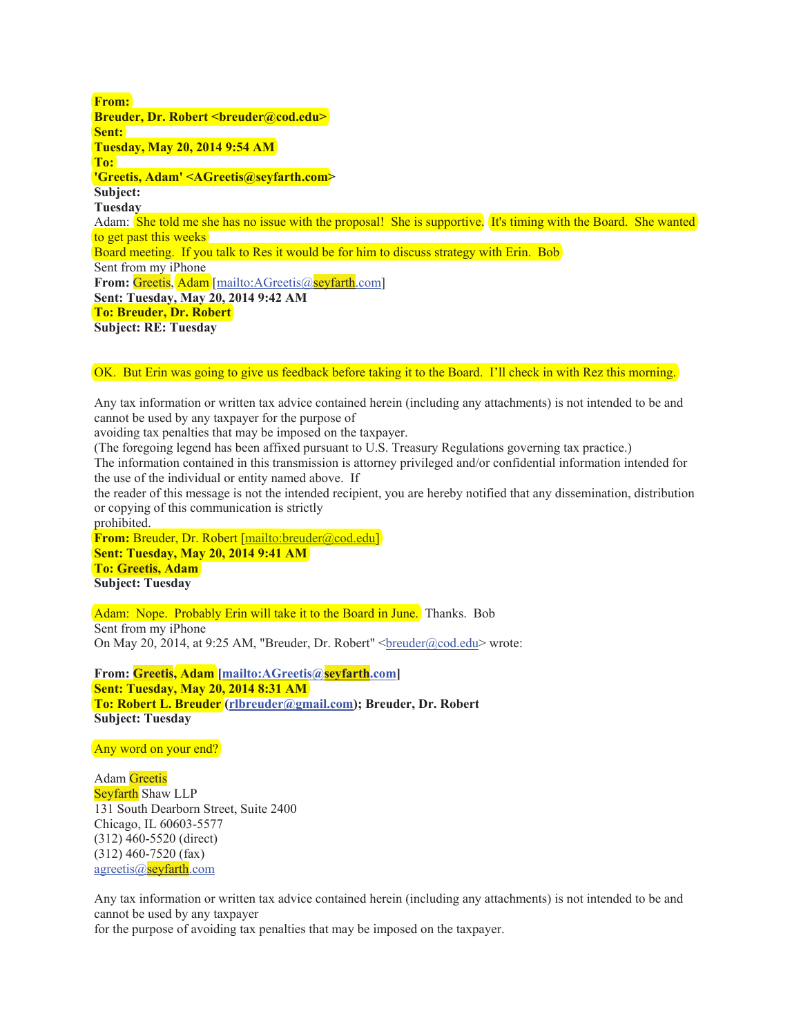**From:**
**Breuder, Dr. Robert <breuder@cod.edu>**
**Sent:**
**Tuesday, May 20, 2014 9:54 AM**
**To:**
**'Greetis, Adam' <AGreetis@seyfarth.com>**
**Subject:**
**Tuesday**

Adam: She told me she has no issue with the proposal! She is supportive. It's timing with the Board. She wanted to get past this weeks Board meeting. If you talk to Res it would be for him to discuss strategy with Erin. Bob

Sent from my iPhone

**From:** Greetis, Adam [mailto:AGreetis@seyfarth.com]
**Sent: Tuesday, May 20, 2014 9:42 AM**
**To: Breuder, Dr. Robert**
**Subject: RE: Tuesday**

OK. But Erin was going to give us feedback before taking it to the Board. I'll check in with Rez this morning.

Any tax information or written tax advice contained herein (including any attachments) is not intended to be and cannot be used by any taxpayer for the purpose of
avoiding tax penalties that may be imposed on the taxpayer.
(The foregoing legend has been affixed pursuant to U.S. Treasury Regulations governing tax practice.)
The information contained in this transmission is attorney privileged and/or confidential information intended for the use of the individual or entity named above. If
the reader of this message is not the intended recipient, you are hereby notified that any dissemination, distribution or copying of this communication is strictly
prohibited.

**From:** Breuder, Dr. Robert [mailto:breuder@cod.edu]
**Sent: Tuesday, May 20, 2014 9:41 AM**
**To: Greetis, Adam**
**Subject: Tuesday**

Adam: Nope. Probably Erin will take it to the Board in June. Thanks. Bob

Sent from my iPhone

On May 20, 2014, at 9:25 AM, "Breuder, Dr. Robert" <breuder@cod.edu> wrote:

**From: Greetis, Adam [mailto:AGreetis@seyfarth.com]**
**Sent: Tuesday, May 20, 2014 8:31 AM**
**To: Robert L. Breuder (rlbreuder@gmail.com); Breuder, Dr. Robert**
**Subject: Tuesday**

Any word on your end?

Adam Greetis
Seyfarth Shaw LLP
131 South Dearborn Street, Suite 2400
Chicago, IL 60603-5577
(312) 460-5520 (direct)
(312) 460-7520 (fax)
agreetis@seyfarth.com

Any tax information or written tax advice contained herein (including any attachments) is not intended to be and cannot be used by any taxpayer
for the purpose of avoiding tax penalties that may be imposed on the taxpayer.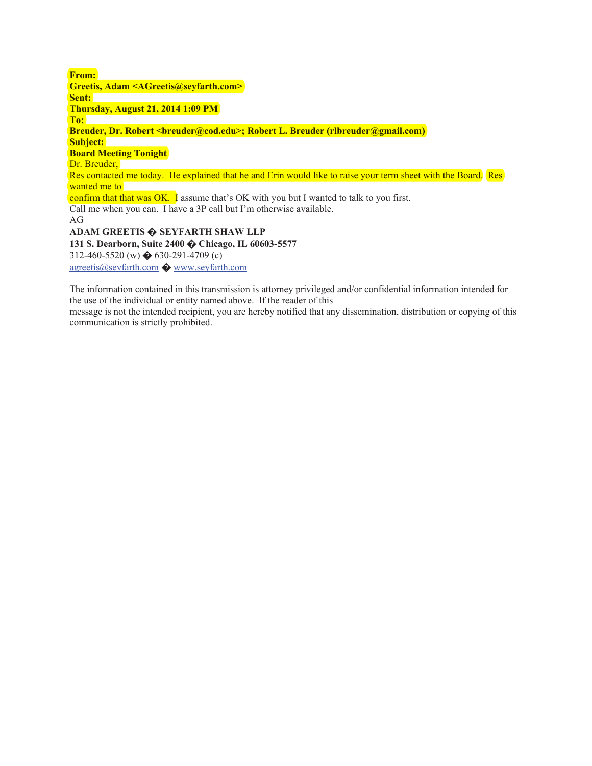**From:**
**Greetis, Adam <AGreetis@seyfarth.com>**
**Sent:**
**Thursday, August 21, 2014 1:09 PM**
**To:**
**Breuder, Dr. Robert <breuder@cod.edu>; Robert L. Breuder (rlbreuder@gmail.com)**
**Subject:**
**Board Meeting Tonight**

Dr. Breuder,

Res contacted me today. He explained that he and Erin would like to raise your term sheet with the Board. Res wanted me to confirm that that was OK. I assume that's OK with you but I wanted to talk to you first.

Call me when you can. I have a 3P call but I'm otherwise available.

AG

**ADAM GREETIS � SEYFARTH SHAW LLP**
**131 S. Dearborn, Suite 2400 � Chicago, IL 60603-5577**
312-460-5520 (w) � 630-291-4709 (c)
agreetis@seyfarth.com � www.seyfarth.com

The information contained in this transmission is attorney privileged and/or confidential information intended for the use of the individual or entity named above. If the reader of this message is not the intended recipient, you are hereby notified that any dissemination, distribution or copying of this communication is strictly prohibited.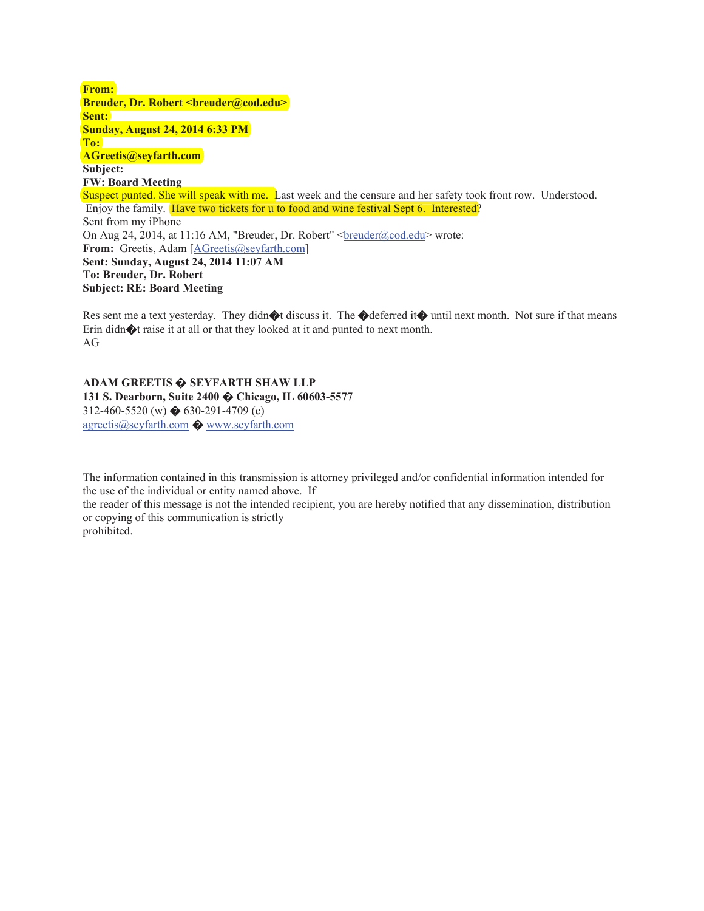**From:**
**Breuder, Dr. Robert <breuder@cod.edu>**
**Sent:**
**Sunday, August 24, 2014 6:33 PM**
**To:**
**AGreetis@seyfarth.com**
**Subject:**
**FW: Board Meeting**

Suspect punted. She will speak with me. Last week and the censure and her safety took front row. Understood.
Enjoy the family. Have two tickets for u to food and wine festival Sept 6. Interested?

Sent from my iPhone

On Aug 24, 2014, at 11:16 AM, "Breuder, Dr. Robert" <breuder@cod.edu> wrote:

**From:** Greetis, Adam [AGreetis@seyfarth.com]
**Sent: Sunday, August 24, 2014 11:07 AM**
**To: Breuder, Dr. Robert**
**Subject: RE: Board Meeting**

Res sent me a text yesterday. They didn�t discuss it. The �deferred it� until next month. Not sure if that means Erin didn�t raise it at all or that they looked at it and punted to next month.
AG

**ADAM GREETIS � SEYFARTH SHAW LLP**
**131 S. Dearborn, Suite 2400 � Chicago, IL 60603-5577**
312-460-5520 (w) � 630-291-4709 (c)
agreetis@seyfarth.com � www.seyfarth.com

The information contained in this transmission is attorney privileged and/or confidential information intended for the use of the individual or entity named above. If
the reader of this message is not the intended recipient, you are hereby notified that any dissemination, distribution or copying of this communication is strictly
prohibited.